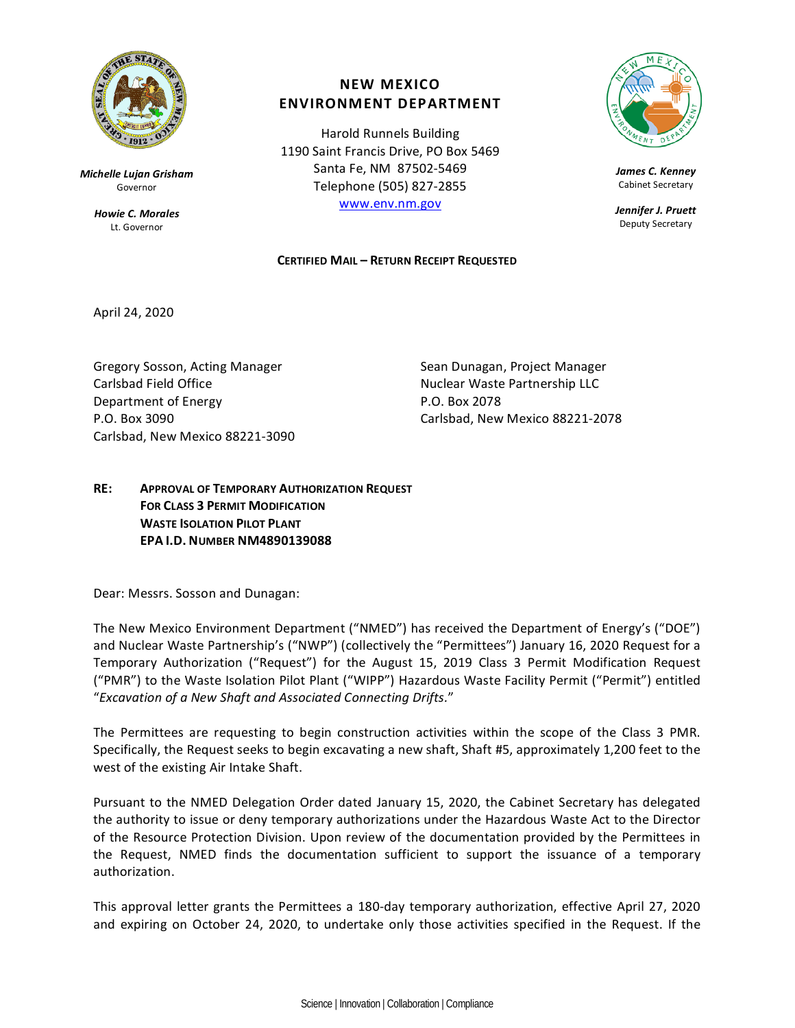**NEW MEXICO**
**ENVIRONMENT DEPARTMENT**

Harold Runnels Building
1190 Saint Francis Drive, PO Box 5469
Santa Fe, NM 87502-5469
Telephone (505) 827-2855
www.env.nm.gov

***Michelle Lujan Grisham***
Governor

***Howie C. Morales***
Lt. Governor

***James C. Kenney***
Cabinet Secretary

***Jennifer J. Pruett***
Deputy Secretary

**CERTIFIED MAIL – RETURN RECEIPT REQUESTED**

April 24, 2020

Gregory Sosson, Acting Manager
Carlsbad Field Office
Department of Energy
P.O. Box 3090
Carlsbad, New Mexico 88221-3090

Sean Dunagan, Project Manager
Nuclear Waste Partnership LLC
P.O. Box 2078
Carlsbad, New Mexico 88221-2078

**RE: APPROVAL OF TEMPORARY AUTHORIZATION REQUEST**
**FOR CLASS 3 PERMIT MODIFICATION**
**WASTE ISOLATION PILOT PLANT**
**EPA I.D. NUMBER NM4890139088**

Dear: Messrs. Sosson and Dunagan:

The New Mexico Environment Department ("NMED") has received the Department of Energy's ("DOE") and Nuclear Waste Partnership's ("NWP") (collectively the "Permittees") January 16, 2020 Request for a Temporary Authorization ("Request") for the August 15, 2019 Class 3 Permit Modification Request ("PMR") to the Waste Isolation Pilot Plant ("WIPP") Hazardous Waste Facility Permit ("Permit") entitled "*Excavation of a New Shaft and Associated Connecting Drifts*."

The Permittees are requesting to begin construction activities within the scope of the Class 3 PMR. Specifically, the Request seeks to begin excavating a new shaft, Shaft #5, approximately 1,200 feet to the west of the existing Air Intake Shaft.

Pursuant to the NMED Delegation Order dated January 15, 2020, the Cabinet Secretary has delegated the authority to issue or deny temporary authorizations under the Hazardous Waste Act to the Director of the Resource Protection Division. Upon review of the documentation provided by the Permittees in the Request, NMED finds the documentation sufficient to support the issuance of a temporary authorization.

This approval letter grants the Permittees a 180-day temporary authorization, effective April 27, 2020 and expiring on October 24, 2020, to undertake only those activities specified in the Request. If the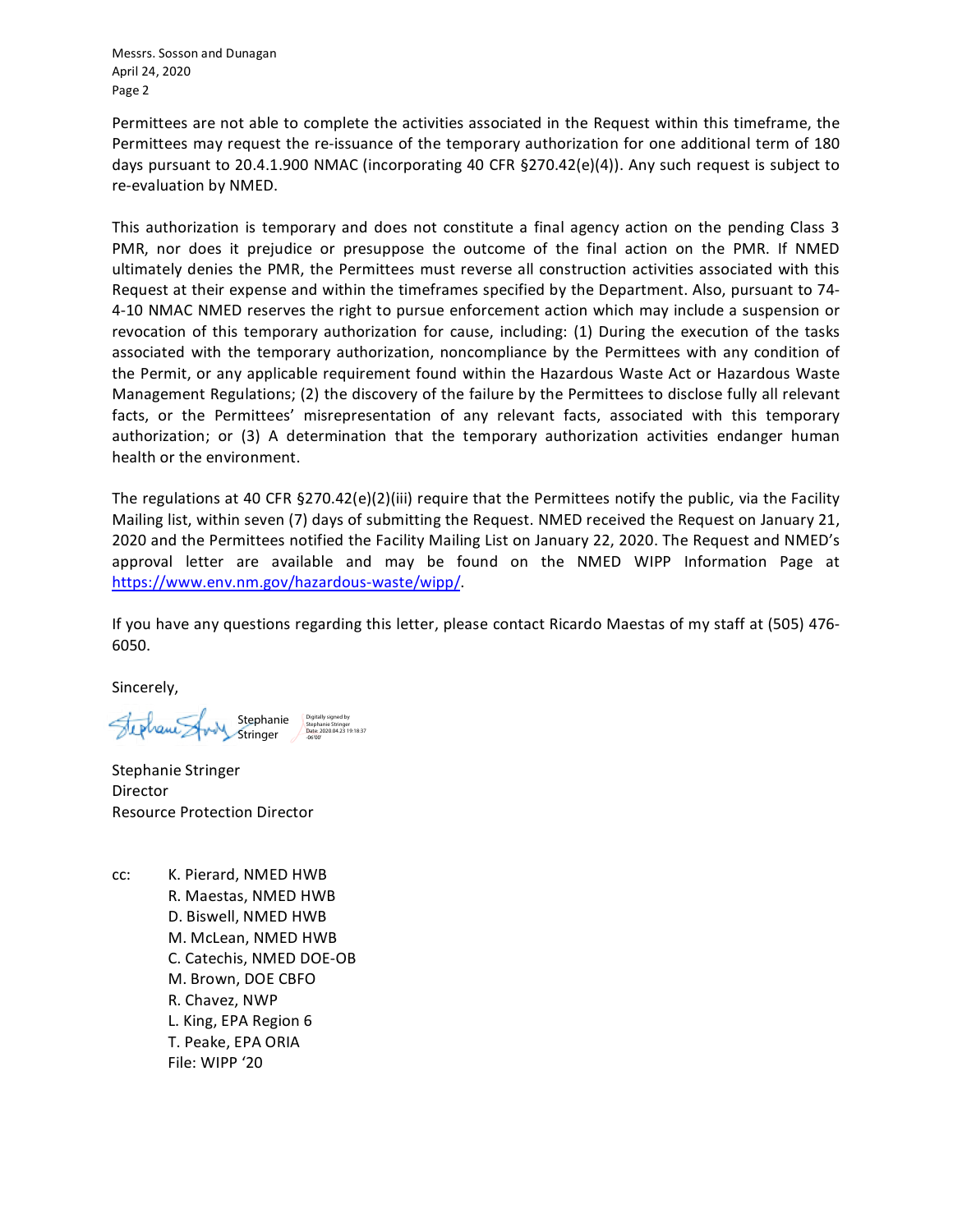Permittees are not able to complete the activities associated in the Request within this timeframe, the Permittees may request the re-issuance of the temporary authorization for one additional term of 180 days pursuant to 20.4.1.900 NMAC (incorporating 40 CFR §270.42(e)(4)). Any such request is subject to re-evaluation by NMED.

This authorization is temporary and does not constitute a final agency action on the pending Class 3 PMR, nor does it prejudice or presuppose the outcome of the final action on the PMR. If NMED ultimately denies the PMR, the Permittees must reverse all construction activities associated with this Request at their expense and within the timeframes specified by the Department. Also, pursuant to 74-4-10 NMAC NMED reserves the right to pursue enforcement action which may include a suspension or revocation of this temporary authorization for cause, including: (1) During the execution of the tasks associated with the temporary authorization, noncompliance by the Permittees with any condition of the Permit, or any applicable requirement found within the Hazardous Waste Act or Hazardous Waste Management Regulations; (2) the discovery of the failure by the Permittees to disclose fully all relevant facts, or the Permittees' misrepresentation of any relevant facts, associated with this temporary authorization; or (3) A determination that the temporary authorization activities endanger human health or the environment.

The regulations at 40 CFR §270.42(e)(2)(iii) require that the Permittees notify the public, via the Facility Mailing list, within seven (7) days of submitting the Request. NMED received the Request on January 21, 2020 and the Permittees notified the Facility Mailing List on January 22, 2020. The Request and NMED's approval letter are available and may be found on the NMED WIPP Information Page at https://www.env.nm.gov/hazardous-waste/wipp/.

If you have any questions regarding this letter, please contact Ricardo Maestas of my staff at (505) 476-6050.

Sincerely,

Stephanie Stringer

Digitally signed by Stephanie Stringer
Date: 2020.04.23 19:18:37 -06'00'

Stephanie Stringer
Director
Resource Protection Director

cc: K. Pierard, NMED HWB
R. Maestas, NMED HWB
D. Biswell, NMED HWB
M. McLean, NMED HWB
C. Catechis, NMED DOE-OB
M. Brown, DOE CBFO
R. Chavez, NWP
L. King, EPA Region 6
T. Peake, EPA ORIA
File: WIPP '20